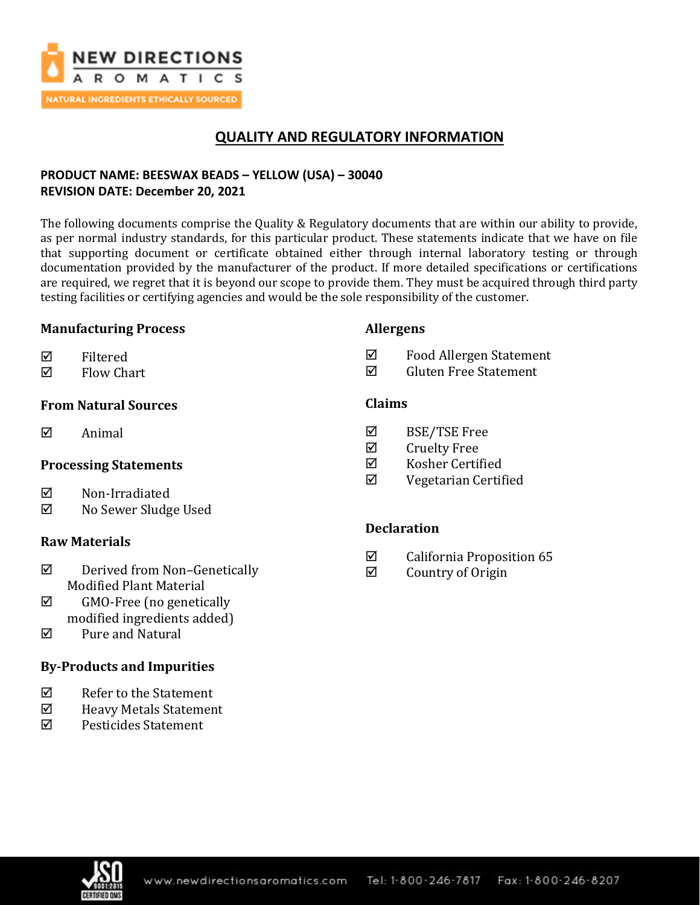# QUALITY AND REGULATORY INFORMATION

**PRODUCT NAME: BEESWAX BEADS – YELLOW (USA) – 30040**
**REVISION DATE: December 20, 2021**

The following documents comprise the Quality & Regulatory documents that are within our ability to provide, as per normal industry standards, for this particular product. These statements indicate that we have on file that supporting document or certificate obtained either through internal laboratory testing or through documentation provided by the manufacturer of the product. If more detailed specifications or certifications are required, we regret that it is beyond our scope to provide them. They must be acquired through third party testing facilities or certifying agencies and would be the sole responsibility of the customer.

### Manufacturing Process

- ☑ Filtered
- ☑ Flow Chart

### From Natural Sources

- ☑ Animal

### Processing Statements

- ☑ Non-Irradiated
- ☑ No Sewer Sludge Used

### Raw Materials

- ☑ Derived from Non–Genetically Modified Plant Material
- ☑ GMO-Free (no genetically modified ingredients added)
- ☑ Pure and Natural

### By-Products and Impurities

- ☑ Refer to the Statement
- ☑ Heavy Metals Statement
- ☑ Pesticides Statement

### Allergens

- ☑ Food Allergen Statement
- ☑ Gluten Free Statement

### Claims

- ☑ BSE/TSE Free
- ☑ Cruelty Free
- ☑ Kosher Certified
- ☑ Vegetarian Certified

### Declaration

- ☑ California Proposition 65
- ☑ Country of Origin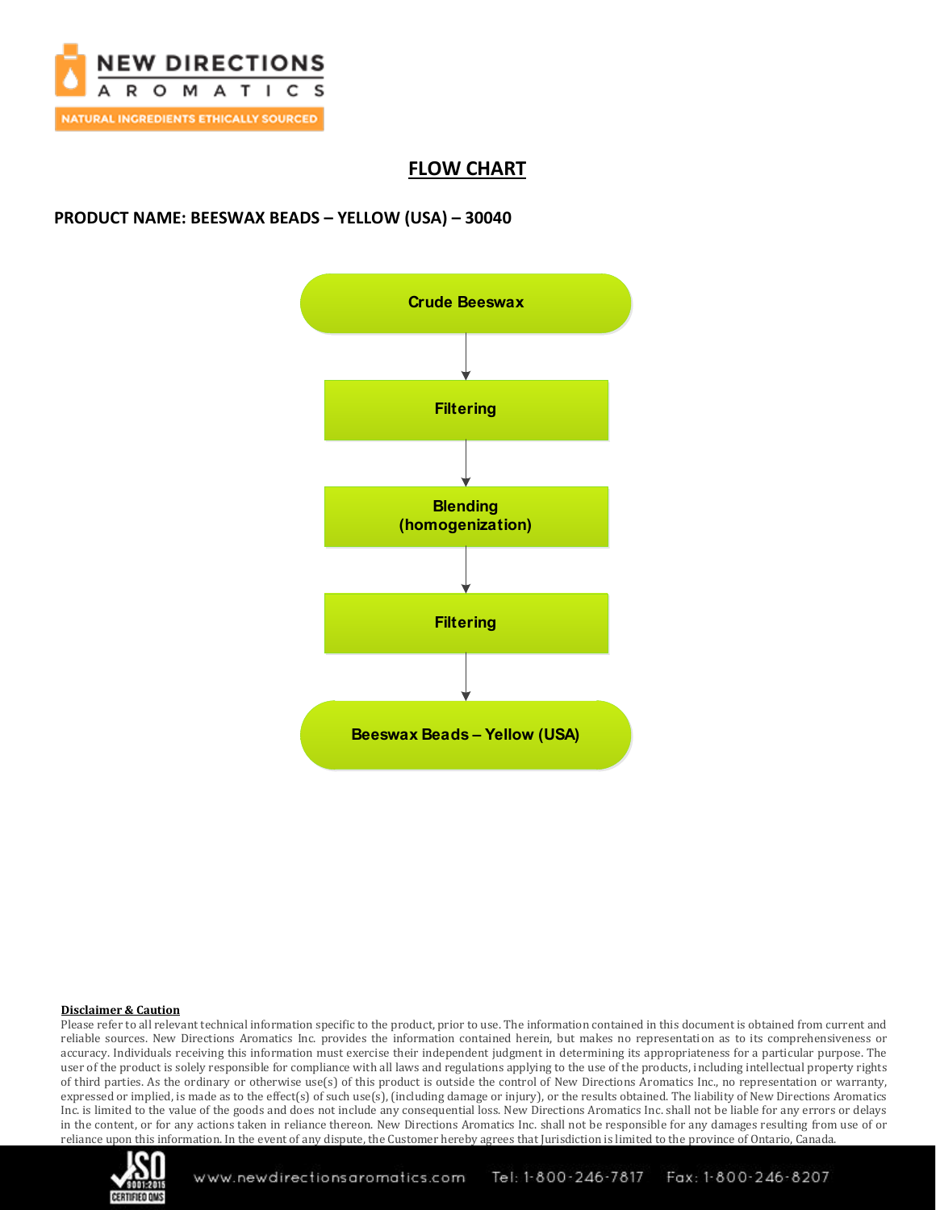# FLOW CHART

**PRODUCT NAME: BEESWAX BEADS – YELLOW (USA) – 30040**

**Crude Beeswax**

↓

**Filtering**

↓

**Blending (homogenization)**

↓

**Filtering**

↓

**Beeswax Beads – Yellow (USA)**

**Disclaimer & Caution**

Please refer to all relevant technical information specific to the product, prior to use. The information contained in this document is obtained from current and reliable sources. New Directions Aromatics Inc. provides the information contained herein, but makes no representation as to its comprehensiveness or accuracy. Individuals receiving this information must exercise their independent judgment in determining its appropriateness for a particular purpose. The user of the product is solely responsible for compliance with all laws and regulations applying to the use of the products, including intellectual property rights of third parties. As the ordinary or otherwise use(s) of this product is outside the control of New Directions Aromatics Inc., no representation or warranty, expressed or implied, is made as to the effect(s) of such use(s), (including damage or injury), or the results obtained. The liability of New Directions Aromatics Inc. is limited to the value of the goods and does not include any consequential loss. New Directions Aromatics Inc. shall not be liable for any errors or delays in the content, or for any actions taken in reliance thereon. New Directions Aromatics Inc. shall not be responsible for any damages resulting from use of or reliance upon this information. In the event of any dispute, the Customer hereby agrees that Jurisdiction is limited to the province of Ontario, Canada.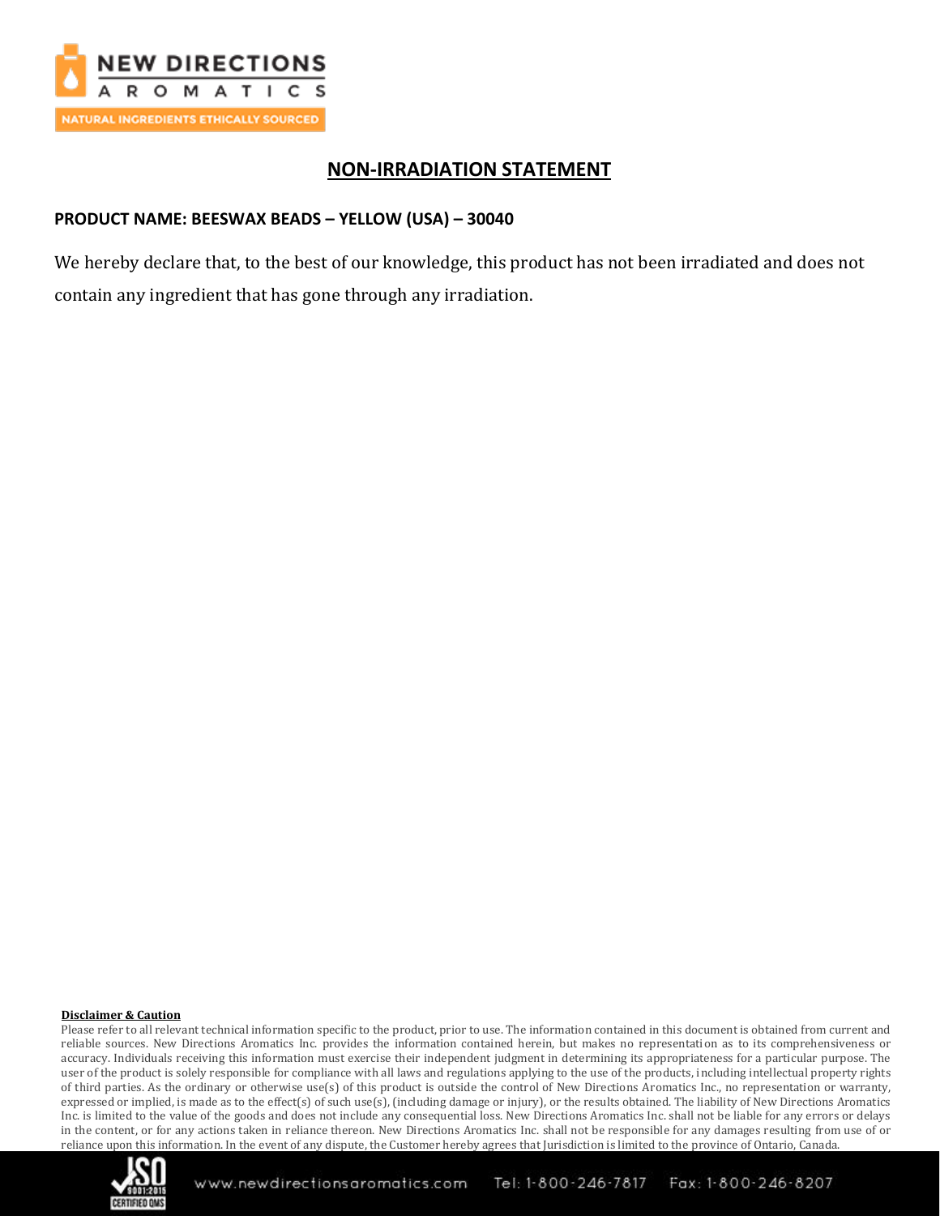# NON-IRRADIATION STATEMENT

**PRODUCT NAME: BEESWAX BEADS – YELLOW (USA) – 30040**

We hereby declare that, to the best of our knowledge, this product has not been irradiated and does not contain any ingredient that has gone through any irradiation.

**Disclaimer & Caution**

Please refer to all relevant technical information specific to the product, prior to use. The information contained in this document is obtained from current and reliable sources. New Directions Aromatics Inc. provides the information contained herein, but makes no representation as to its comprehensiveness or accuracy. Individuals receiving this information must exercise their independent judgment in determining its appropriateness for a particular purpose. The user of the product is solely responsible for compliance with all laws and regulations applying to the use of the products, including intellectual property rights of third parties. As the ordinary or otherwise use(s) of this product is outside the control of New Directions Aromatics Inc., no representation or warranty, expressed or implied, is made as to the effect(s) of such use(s), (including damage or injury), or the results obtained. The liability of New Directions Aromatics Inc. is limited to the value of the goods and does not include any consequential loss. New Directions Aromatics Inc. shall not be liable for any errors or delays in the content, or for any actions taken in reliance thereon. New Directions Aromatics Inc. shall not be responsible for any damages resulting from use of or reliance upon this information. In the event of any dispute, the Customer hereby agrees that Jurisdiction is limited to the province of Ontario, Canada.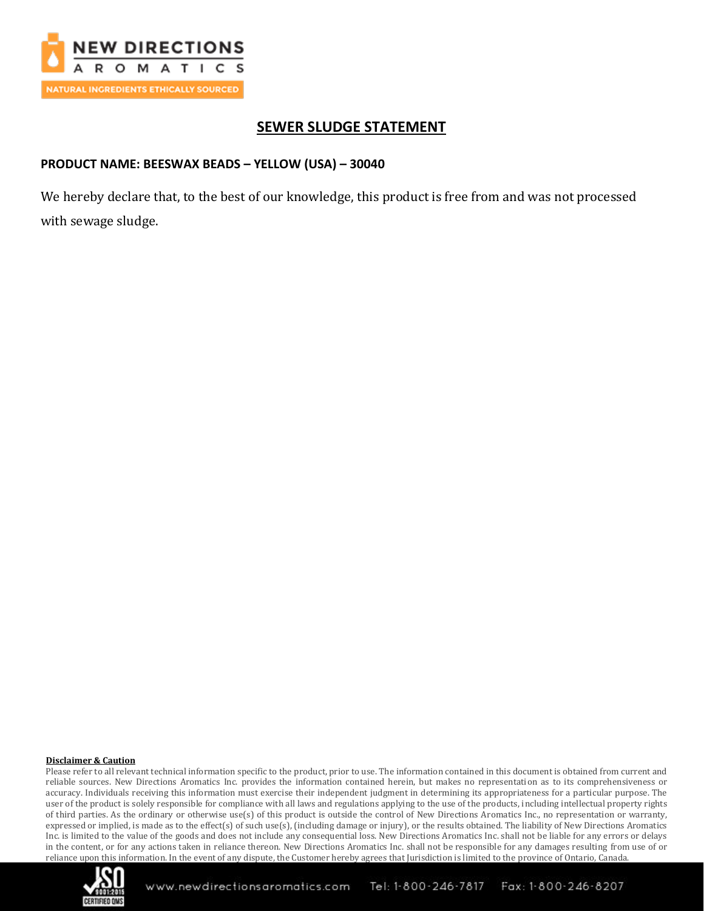# SEWER SLUDGE STATEMENT

**PRODUCT NAME: BEESWAX BEADS – YELLOW (USA) – 30040**

We hereby declare that, to the best of our knowledge, this product is free from and was not processed with sewage sludge.

**Disclaimer & Caution**

Please refer to all relevant technical information specific to the product, prior to use. The information contained in this document is obtained from current and reliable sources. New Directions Aromatics Inc. provides the information contained herein, but makes no representation as to its comprehensiveness or accuracy. Individuals receiving this information must exercise their independent judgment in determining its appropriateness for a particular purpose. The user of the product is solely responsible for compliance with all laws and regulations applying to the use of the products, including intellectual property rights of third parties. As the ordinary or otherwise use(s) of this product is outside the control of New Directions Aromatics Inc., no representation or warranty, expressed or implied, is made as to the effect(s) of such use(s), (including damage or injury), or the results obtained. The liability of New Directions Aromatics Inc. is limited to the value of the goods and does not include any consequential loss. New Directions Aromatics Inc. shall not be liable for any errors or delays in the content, or for any actions taken in reliance thereon. New Directions Aromatics Inc. shall not be responsible for any damages resulting from use of or reliance upon this information. In the event of any dispute, the Customer hereby agrees that Jurisdiction is limited to the province of Ontario, Canada.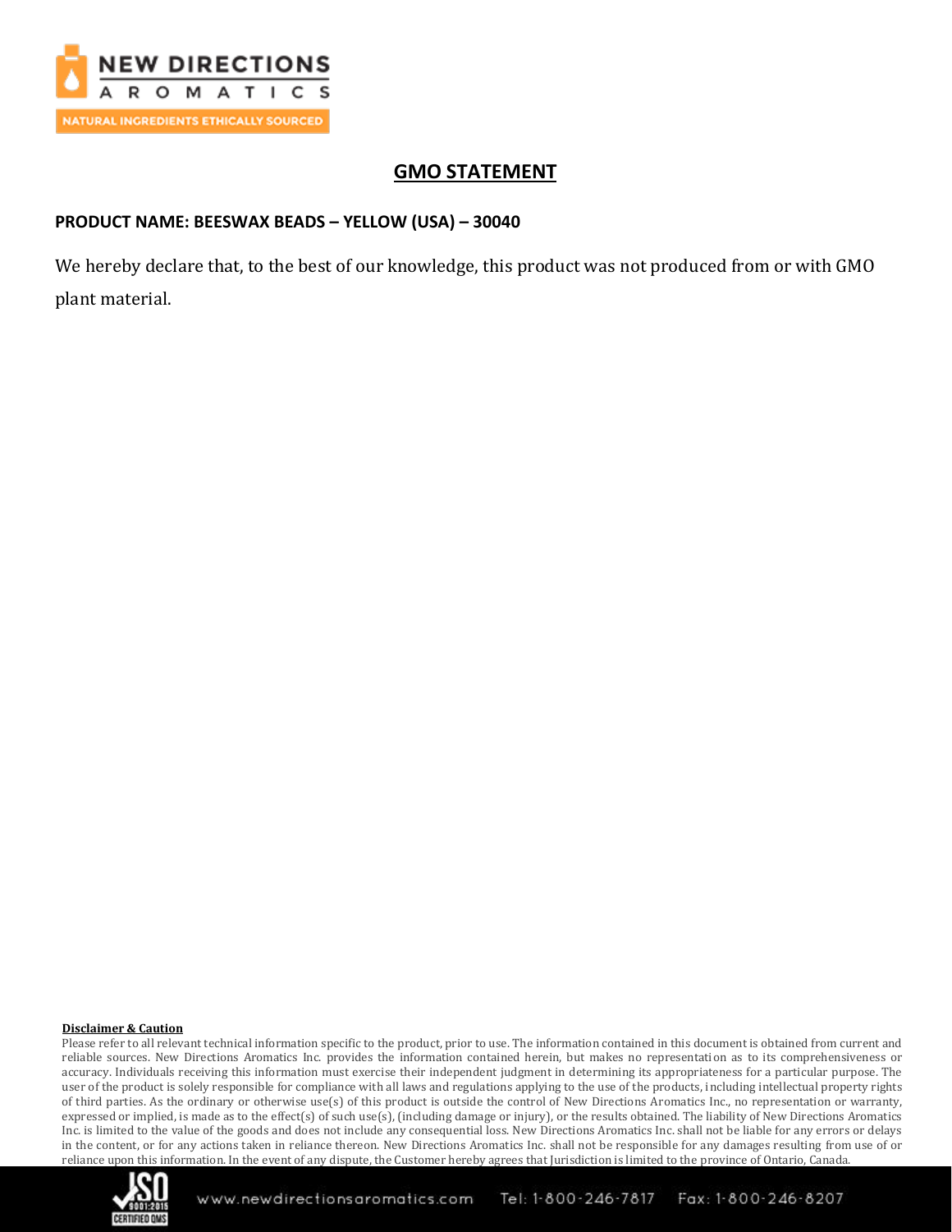# GMO STATEMENT

**PRODUCT NAME: BEESWAX BEADS – YELLOW (USA) – 30040**

We hereby declare that, to the best of our knowledge, this product was not produced from or with GMO plant material.

**Disclaimer & Caution**

Please refer to all relevant technical information specific to the product, prior to use. The information contained in this document is obtained from current and reliable sources. New Directions Aromatics Inc. provides the information contained herein, but makes no representation as to its comprehensiveness or accuracy. Individuals receiving this information must exercise their independent judgment in determining its appropriateness for a particular purpose. The user of the product is solely responsible for compliance with all laws and regulations applying to the use of the products, including intellectual property rights of third parties. As the ordinary or otherwise use(s) of this product is outside the control of New Directions Aromatics Inc., no representation or warranty, expressed or implied, is made as to the effect(s) of such use(s), (including damage or injury), or the results obtained. The liability of New Directions Aromatics Inc. is limited to the value of the goods and does not include any consequential loss. New Directions Aromatics Inc. shall not be liable for any errors or delays in the content, or for any actions taken in reliance thereon. New Directions Aromatics Inc. shall not be responsible for any damages resulting from use of or reliance upon this information. In the event of any dispute, the Customer hereby agrees that Jurisdiction is limited to the province of Ontario, Canada.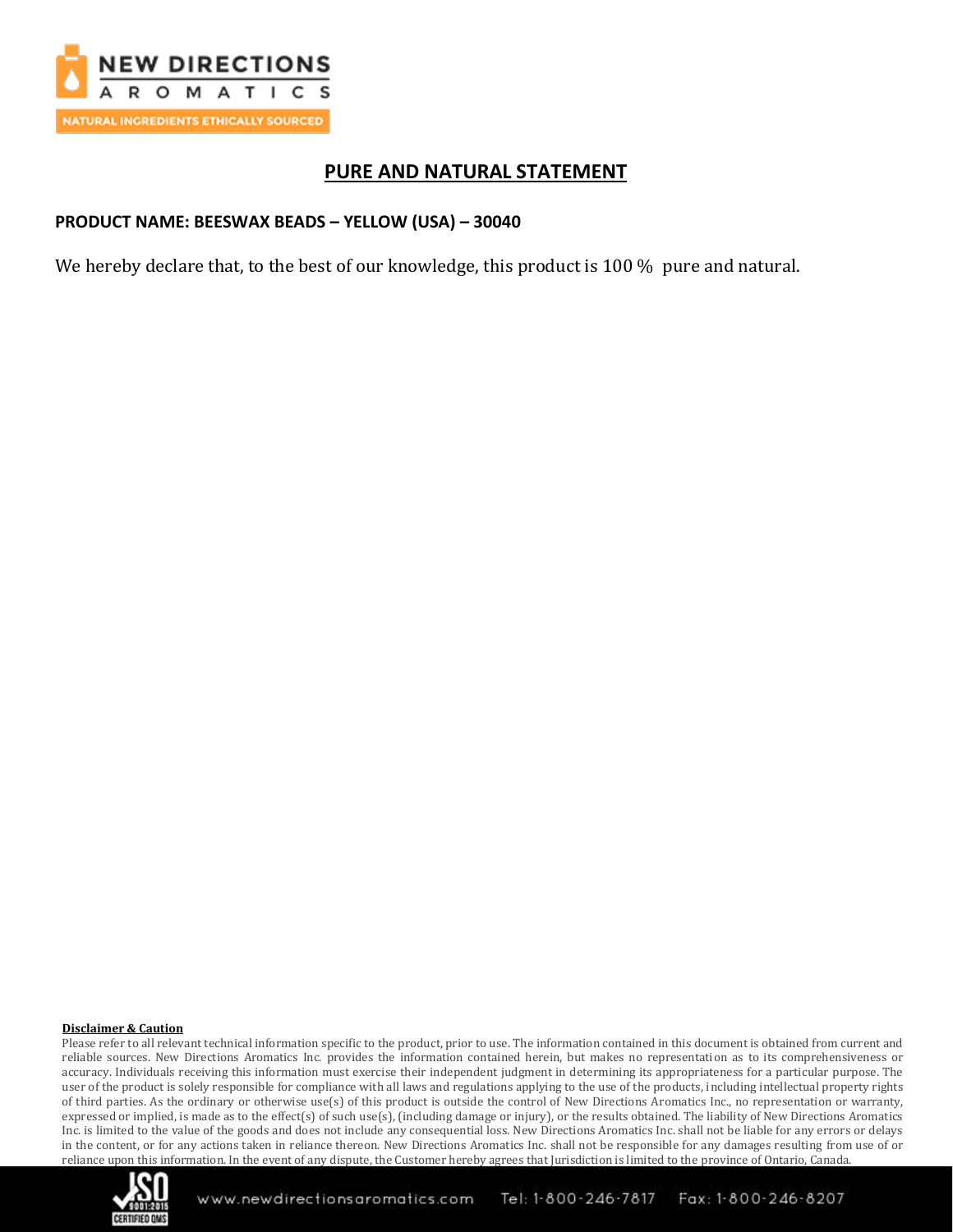# PURE AND NATURAL STATEMENT

**PRODUCT NAME: BEESWAX BEADS – YELLOW (USA) – 30040**

We hereby declare that, to the best of our knowledge, this product is 100 % pure and natural.

**Disclaimer & Caution**

Please refer to all relevant technical information specific to the product, prior to use. The information contained in this document is obtained from current and reliable sources. New Directions Aromatics Inc. provides the information contained herein, but makes no representation as to its comprehensiveness or accuracy. Individuals receiving this information must exercise their independent judgment in determining its appropriateness for a particular purpose. The user of the product is solely responsible for compliance with all laws and regulations applying to the use of the products, including intellectual property rights of third parties. As the ordinary or otherwise use(s) of this product is outside the control of New Directions Aromatics Inc., no representation or warranty, expressed or implied, is made as to the effect(s) of such use(s), (including damage or injury), or the results obtained. The liability of New Directions Aromatics Inc. is limited to the value of the goods and does not include any consequential loss. New Directions Aromatics Inc. shall not be liable for any errors or delays in the content, or for any actions taken in reliance thereon. New Directions Aromatics Inc. shall not be responsible for any damages resulting from use of or reliance upon this information. In the event of any dispute, the Customer hereby agrees that Jurisdiction is limited to the province of Ontario, Canada.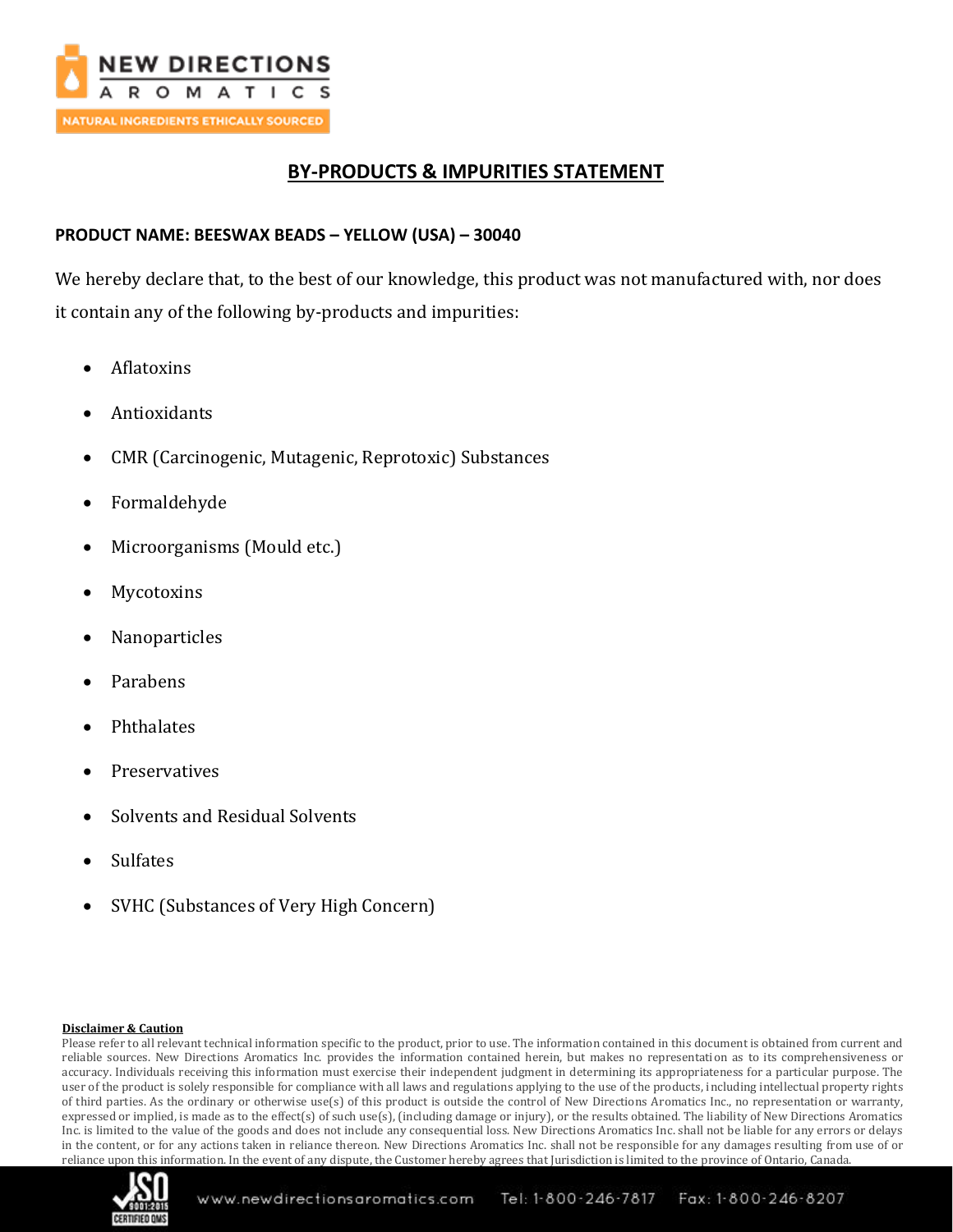# BY-PRODUCTS & IMPURITIES STATEMENT

**PRODUCT NAME: BEESWAX BEADS – YELLOW (USA) – 30040**

We hereby declare that, to the best of our knowledge, this product was not manufactured with, nor does it contain any of the following by-products and impurities:

- Aflatoxins
- Antioxidants
- CMR (Carcinogenic, Mutagenic, Reprotoxic) Substances
- Formaldehyde
- Microorganisms (Mould etc.)
- Mycotoxins
- Nanoparticles
- Parabens
- Phthalates
- Preservatives
- Solvents and Residual Solvents
- Sulfates
- SVHC (Substances of Very High Concern)

**Disclaimer & Caution**

Please refer to all relevant technical information specific to the product, prior to use. The information contained in this document is obtained from current and reliable sources. New Directions Aromatics Inc. provides the information contained herein, but makes no representation as to its comprehensiveness or accuracy. Individuals receiving this information must exercise their independent judgment in determining its appropriateness for a particular purpose. The user of the product is solely responsible for compliance with all laws and regulations applying to the use of the products, including intellectual property rights of third parties. As the ordinary or otherwise use(s) of this product is outside the control of New Directions Aromatics Inc., no representation or warranty, expressed or implied, is made as to the effect(s) of such use(s), (including damage or injury), or the results obtained. The liability of New Directions Aromatics Inc. is limited to the value of the goods and does not include any consequential loss. New Directions Aromatics Inc. shall not be liable for any errors or delays in the content, or for any actions taken in reliance thereon. New Directions Aromatics Inc. shall not be responsible for any damages resulting from use of or reliance upon this information. In the event of any dispute, the Customer hereby agrees that Jurisdiction is limited to the province of Ontario, Canada.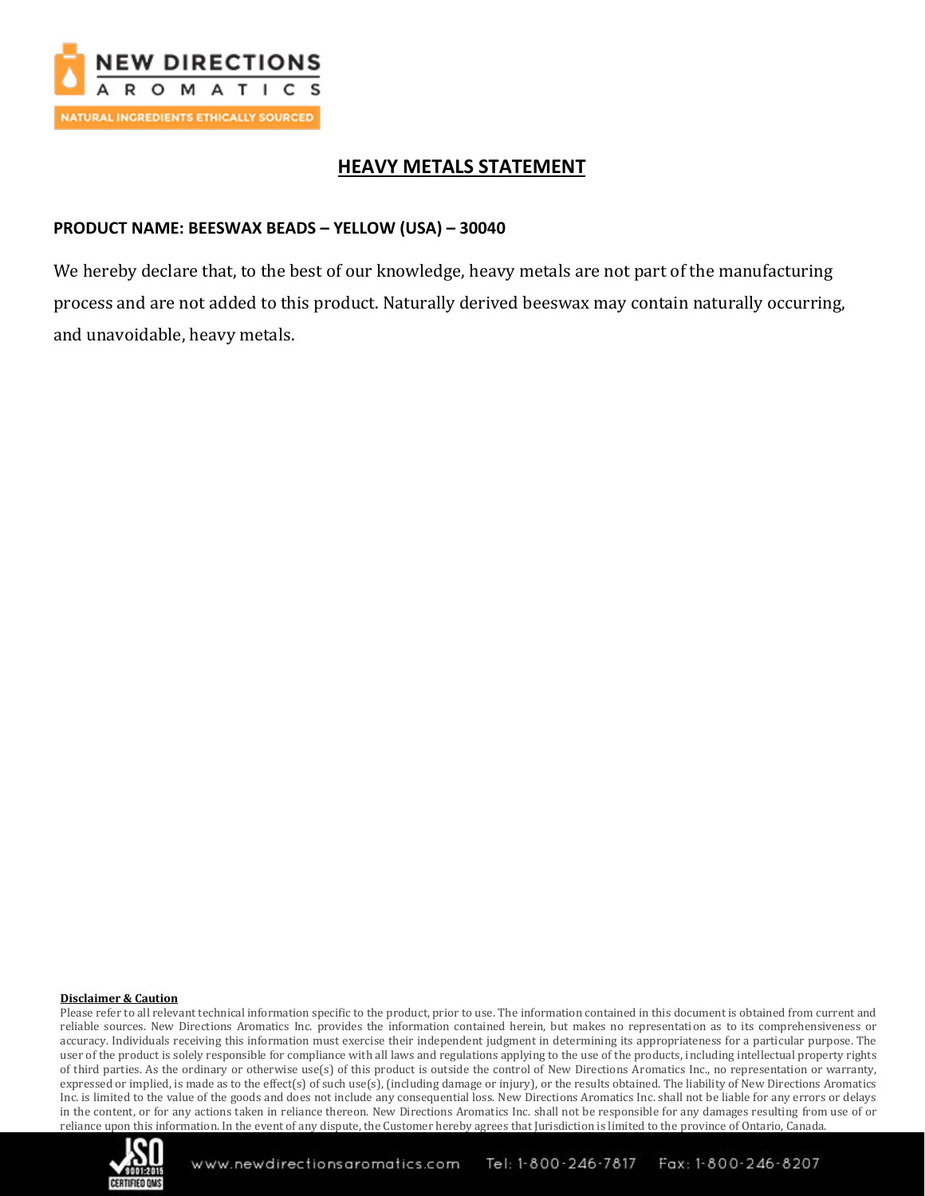# HEAVY METALS STATEMENT

**PRODUCT NAME: BEESWAX BEADS – YELLOW (USA) – 30040**

We hereby declare that, to the best of our knowledge, heavy metals are not part of the manufacturing process and are not added to this product. Naturally derived beeswax may contain naturally occurring, and unavoidable, heavy metals.

**Disclaimer & Caution**

Please refer to all relevant technical information specific to the product, prior to use. The information contained in this document is obtained from current and reliable sources. New Directions Aromatics Inc. provides the information contained herein, but makes no representation as to its comprehensiveness or accuracy. Individuals receiving this information must exercise their independent judgment in determining its appropriateness for a particular purpose. The user of the product is solely responsible for compliance with all laws and regulations applying to the use of the products, including intellectual property rights of third parties. As the ordinary or otherwise use(s) of this product is outside the control of New Directions Aromatics Inc., no representation or warranty, expressed or implied, is made as to the effect(s) of such use(s), (including damage or injury), or the results obtained. The liability of New Directions Aromatics Inc. is limited to the value of the goods and does not include any consequential loss. New Directions Aromatics Inc. shall not be liable for any errors or delays in the content, or for any actions taken in reliance thereon. New Directions Aromatics Inc. shall not be responsible for any damages resulting from use of or reliance upon this information. In the event of any dispute, the Customer hereby agrees that Jurisdiction is limited to the province of Ontario, Canada.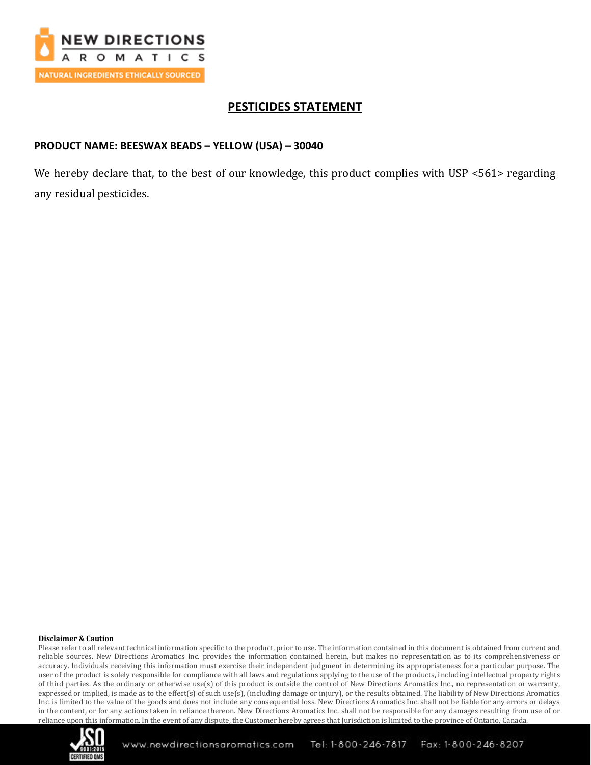# PESTICIDES STATEMENT

**PRODUCT NAME: BEESWAX BEADS – YELLOW (USA) – 30040**

We hereby declare that, to the best of our knowledge, this product complies with USP <561> regarding any residual pesticides.

**Disclaimer & Caution**

Please refer to all relevant technical information specific to the product, prior to use. The information contained in this document is obtained from current and reliable sources. New Directions Aromatics Inc. provides the information contained herein, but makes no representation as to its comprehensiveness or accuracy. Individuals receiving this information must exercise their independent judgment in determining its appropriateness for a particular purpose. The user of the product is solely responsible for compliance with all laws and regulations applying to the use of the products, including intellectual property rights of third parties. As the ordinary or otherwise use(s) of this product is outside the control of New Directions Aromatics Inc., no representation or warranty, expressed or implied, is made as to the effect(s) of such use(s), (including damage or injury), or the results obtained. The liability of New Directions Aromatics Inc. is limited to the value of the goods and does not include any consequential loss. New Directions Aromatics Inc. shall not be liable for any errors or delays in the content, or for any actions taken in reliance thereon. New Directions Aromatics Inc. shall not be responsible for any damages resulting from use of or reliance upon this information. In the event of any dispute, the Customer hereby agrees that Jurisdiction is limited to the province of Ontario, Canada.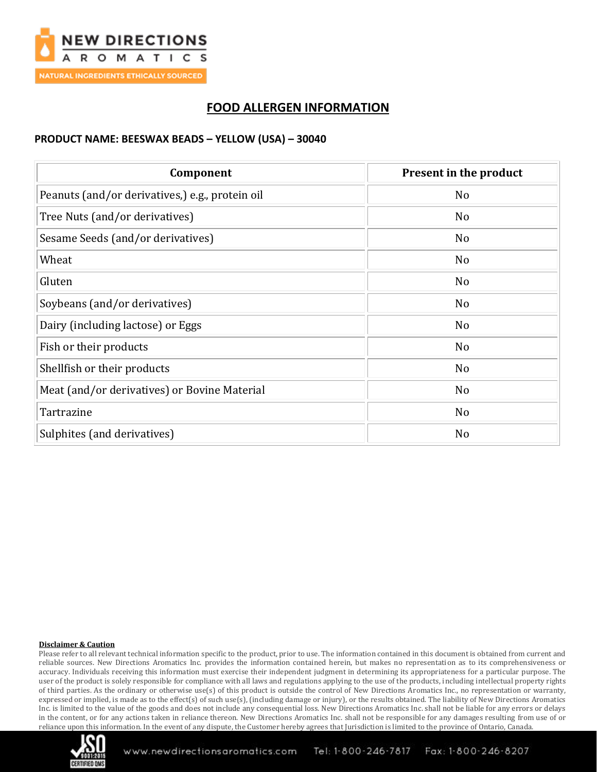# FOOD ALLERGEN INFORMATION

**PRODUCT NAME: BEESWAX BEADS – YELLOW (USA) – 30040**

| Component | Present in the product |
|---|---|
| Peanuts (and/or derivatives,) e.g., protein oil | No |
| Tree Nuts (and/or derivatives) | No |
| Sesame Seeds (and/or derivatives) | No |
| Wheat | No |
| Gluten | No |
| Soybeans (and/or derivatives) | No |
| Dairy (including lactose) or Eggs | No |
| Fish or their products | No |
| Shellfish or their products | No |
| Meat (and/or derivatives) or Bovine Material | No |
| Tartrazine | No |
| Sulphites (and derivatives) | No |

**Disclaimer & Caution**

Please refer to all relevant technical information specific to the product, prior to use. The information contained in this document is obtained from current and reliable sources. New Directions Aromatics Inc. provides the information contained herein, but makes no representation as to its comprehensiveness or accuracy. Individuals receiving this information must exercise their independent judgment in determining its appropriateness for a particular purpose. The user of the product is solely responsible for compliance with all laws and regulations applying to the use of the products, including intellectual property rights of third parties. As the ordinary or otherwise use(s) of this product is outside the control of New Directions Aromatics Inc., no representation or warranty, expressed or implied, is made as to the effect(s) of such use(s), (including damage or injury), or the results obtained. The liability of New Directions Aromatics Inc. is limited to the value of the goods and does not include any consequential loss. New Directions Aromatics Inc. shall not be liable for any errors or delays in the content, or for any actions taken in reliance thereon. New Directions Aromatics Inc. shall not be responsible for any damages resulting from use of or reliance upon this information. In the event of any dispute, the Customer hereby agrees that Jurisdiction is limited to the province of Ontario, Canada.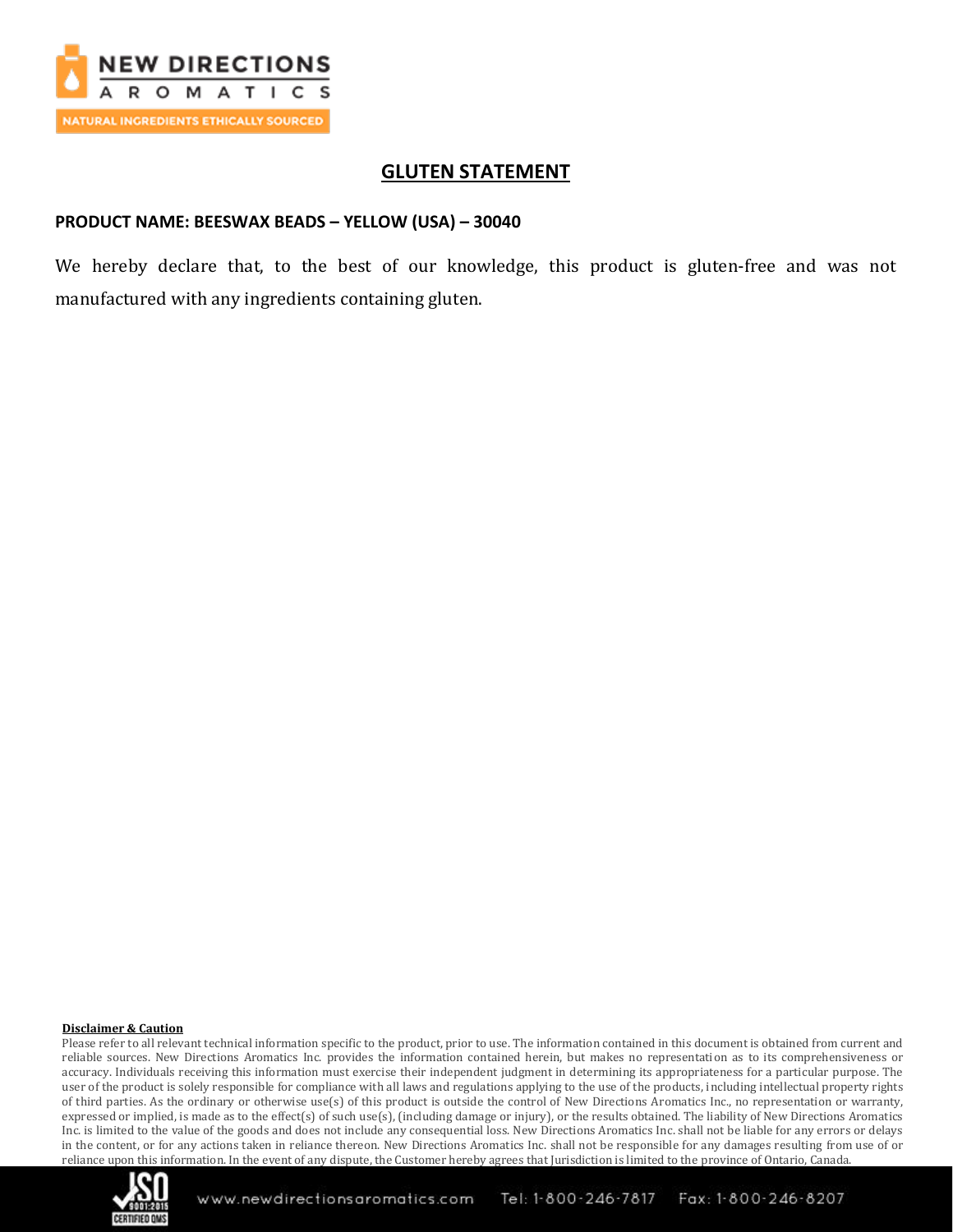## GLUTEN STATEMENT

**PRODUCT NAME: BEESWAX BEADS – YELLOW (USA) – 30040**

We hereby declare that, to the best of our knowledge, this product is gluten-free and was not manufactured with any ingredients containing gluten.

**Disclaimer & Caution**

Please refer to all relevant technical information specific to the product, prior to use. The information contained in this document is obtained from current and reliable sources. New Directions Aromatics Inc. provides the information contained herein, but makes no representation as to its comprehensiveness or accuracy. Individuals receiving this information must exercise their independent judgment in determining its appropriateness for a particular purpose. The user of the product is solely responsible for compliance with all laws and regulations applying to the use of the products, including intellectual property rights of third parties. As the ordinary or otherwise use(s) of this product is outside the control of New Directions Aromatics Inc., no representation or warranty, expressed or implied, is made as to the effect(s) of such use(s), (including damage or injury), or the results obtained. The liability of New Directions Aromatics Inc. is limited to the value of the goods and does not include any consequential loss. New Directions Aromatics Inc. shall not be liable for any errors or delays in the content, or for any actions taken in reliance thereon. New Directions Aromatics Inc. shall not be responsible for any damages resulting from use of or reliance upon this information. In the event of any dispute, the Customer hereby agrees that Jurisdiction is limited to the province of Ontario, Canada.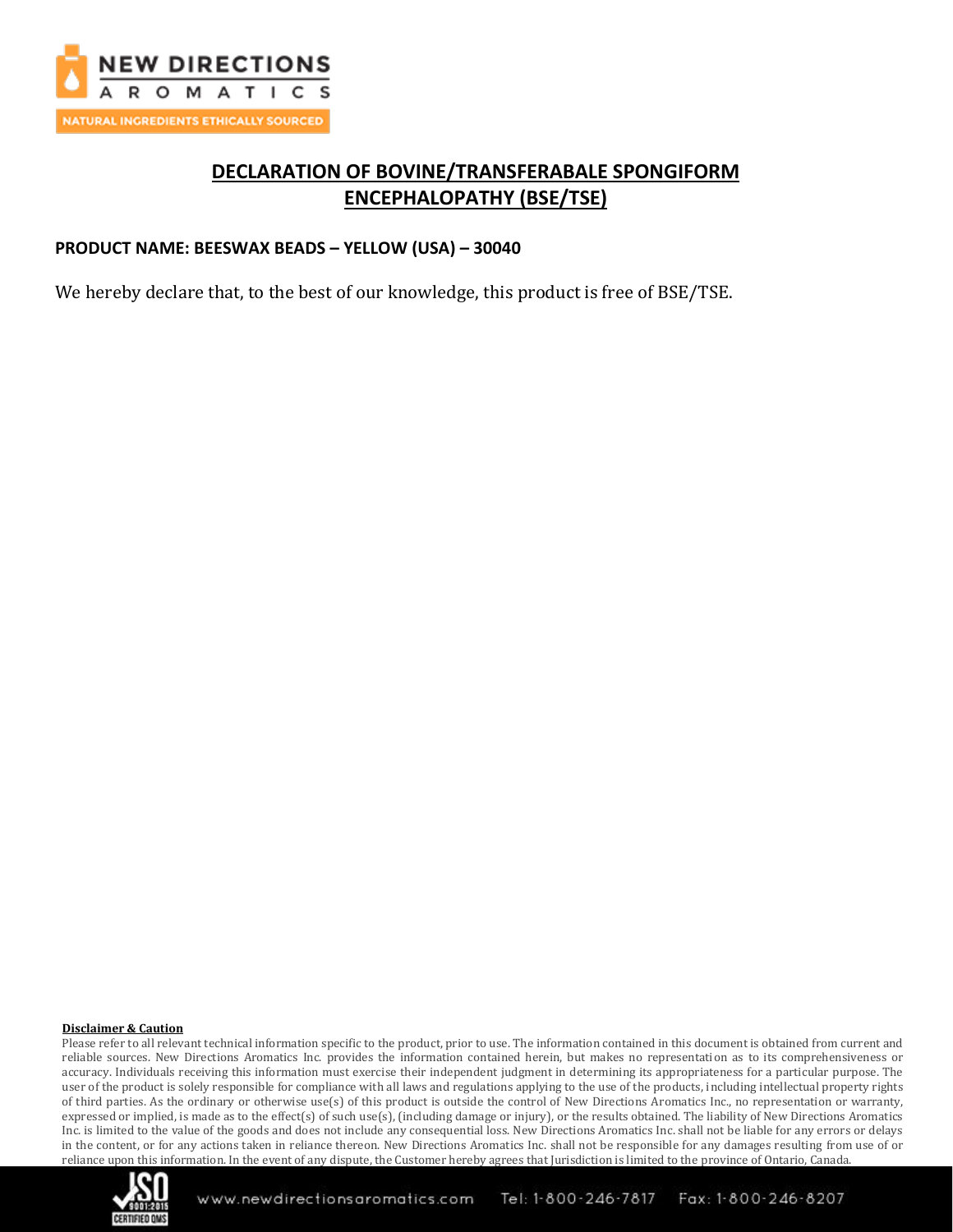# DECLARATION OF BOVINE/TRANSFERABALE SPONGIFORM ENCEPHALOPATHY (BSE/TSE)

**PRODUCT NAME: BEESWAX BEADS – YELLOW (USA) – 30040**

We hereby declare that, to the best of our knowledge, this product is free of BSE/TSE.

**Disclaimer & Caution**

Please refer to all relevant technical information specific to the product, prior to use. The information contained in this document is obtained from current and reliable sources. New Directions Aromatics Inc. provides the information contained herein, but makes no representation as to its comprehensiveness or accuracy. Individuals receiving this information must exercise their independent judgment in determining its appropriateness for a particular purpose. The user of the product is solely responsible for compliance with all laws and regulations applying to the use of the products, including intellectual property rights of third parties. As the ordinary or otherwise use(s) of this product is outside the control of New Directions Aromatics Inc., no representation or warranty, expressed or implied, is made as to the effect(s) of such use(s), (including damage or injury), or the results obtained. The liability of New Directions Aromatics Inc. is limited to the value of the goods and does not include any consequential loss. New Directions Aromatics Inc. shall not be liable for any errors or delays in the content, or for any actions taken in reliance thereon. New Directions Aromatics Inc. shall not be responsible for any damages resulting from use of or reliance upon this information. In the event of any dispute, the Customer hereby agrees that Jurisdiction is limited to the province of Ontario, Canada.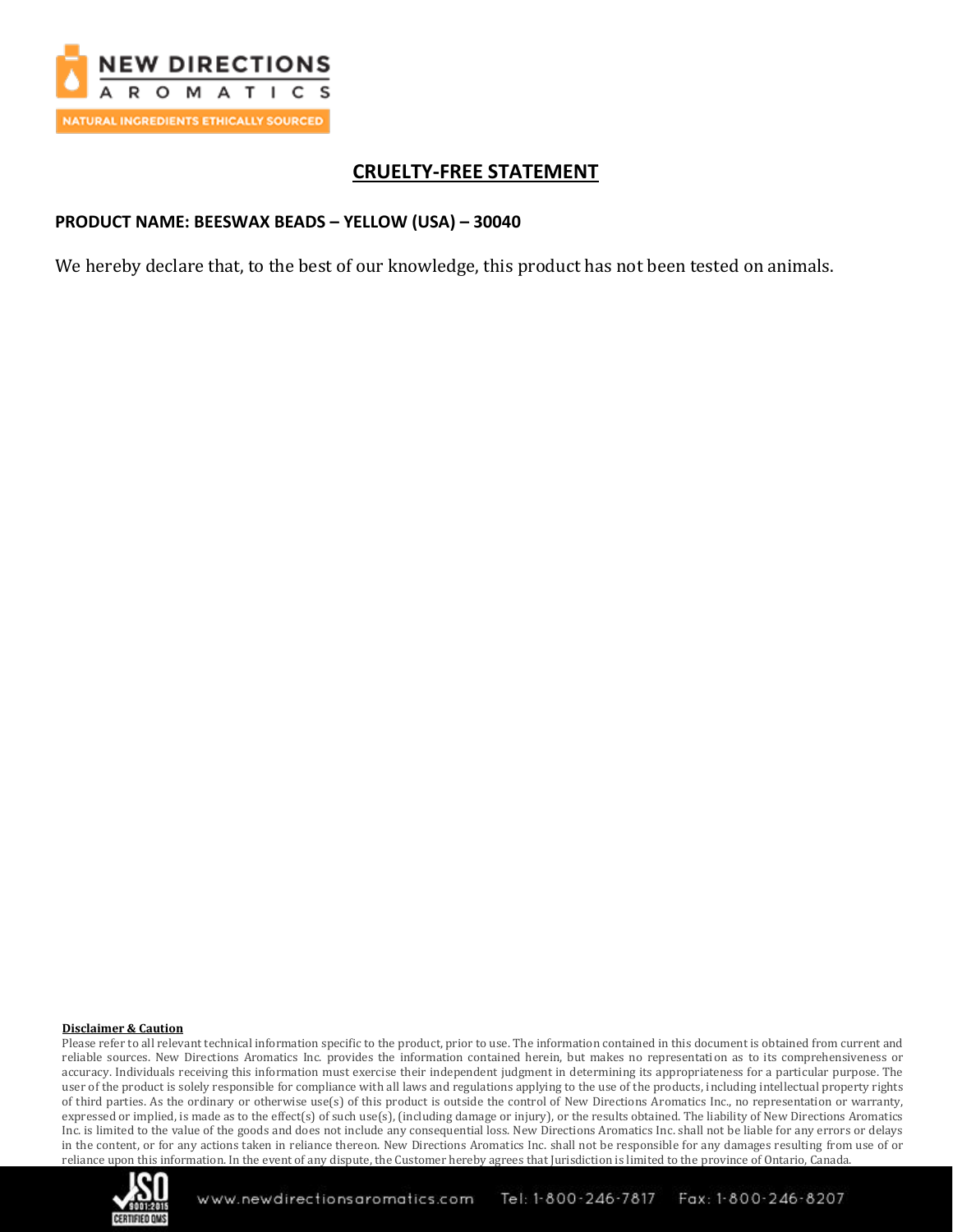# CRUELTY-FREE STATEMENT

**PRODUCT NAME: BEESWAX BEADS – YELLOW (USA) – 30040**

We hereby declare that, to the best of our knowledge, this product has not been tested on animals.

**Disclaimer & Caution**

Please refer to all relevant technical information specific to the product, prior to use. The information contained in this document is obtained from current and reliable sources. New Directions Aromatics Inc. provides the information contained herein, but makes no representation as to its comprehensiveness or accuracy. Individuals receiving this information must exercise their independent judgment in determining its appropriateness for a particular purpose. The user of the product is solely responsible for compliance with all laws and regulations applying to the use of the products, including intellectual property rights of third parties. As the ordinary or otherwise use(s) of this product is outside the control of New Directions Aromatics Inc., no representation or warranty, expressed or implied, is made as to the effect(s) of such use(s), (including damage or injury), or the results obtained. The liability of New Directions Aromatics Inc. is limited to the value of the goods and does not include any consequential loss. New Directions Aromatics Inc. shall not be liable for any errors or delays in the content, or for any actions taken in reliance thereon. New Directions Aromatics Inc. shall not be responsible for any damages resulting from use of or reliance upon this information. In the event of any dispute, the Customer hereby agrees that Jurisdiction is limited to the province of Ontario, Canada.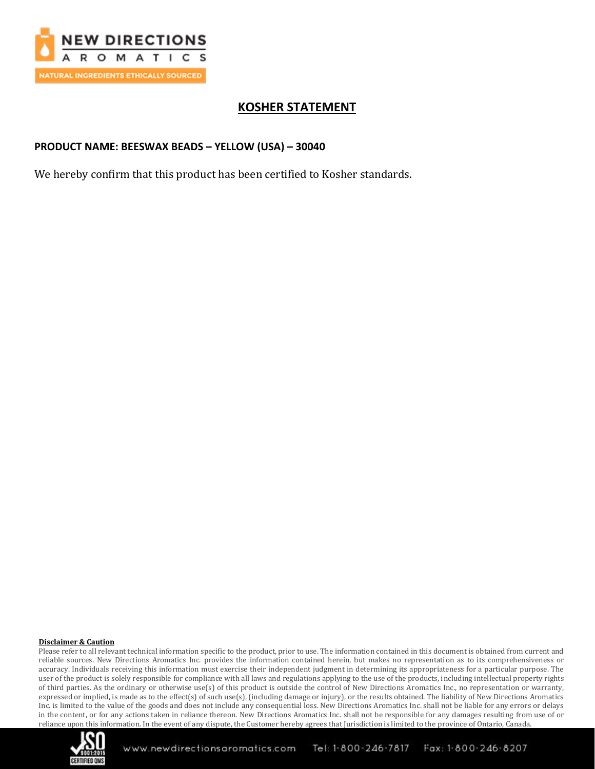# KOSHER STATEMENT

**PRODUCT NAME: BEESWAX BEADS – YELLOW (USA) – 30040**

We hereby confirm that this product has been certified to Kosher standards.

**Disclaimer & Caution**

Please refer to all relevant technical information specific to the product, prior to use. The information contained in this document is obtained from current and reliable sources. New Directions Aromatics Inc. provides the information contained herein, but makes no representation as to its comprehensiveness or accuracy. Individuals receiving this information must exercise their independent judgment in determining its appropriateness for a particular purpose. The user of the product is solely responsible for compliance with all laws and regulations applying to the use of the products, including intellectual property rights of third parties. As the ordinary or otherwise use(s) of this product is outside the control of New Directions Aromatics Inc., no representation or warranty, expressed or implied, is made as to the effect(s) of such use(s), (including damage or injury), or the results obtained. The liability of New Directions Aromatics Inc. is limited to the value of the goods and does not include any consequential loss. New Directions Aromatics Inc. shall not be liable for any errors or delays in the content, or for any actions taken in reliance thereon. New Directions Aromatics Inc. shall not be responsible for any damages resulting from use of or reliance upon this information. In the event of any dispute, the Customer hereby agrees that Jurisdiction is limited to the province of Ontario, Canada.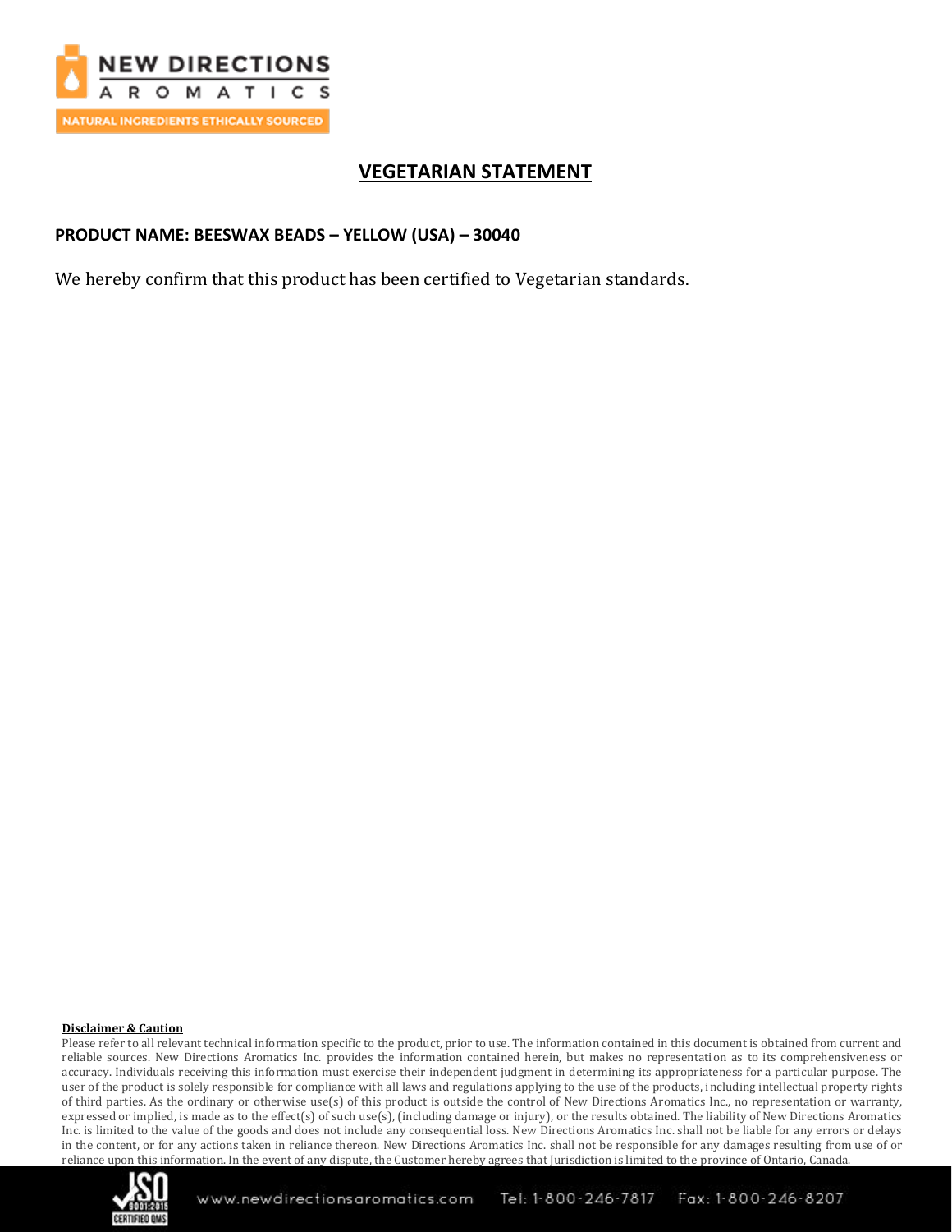# VEGETARIAN STATEMENT

**PRODUCT NAME: BEESWAX BEADS – YELLOW (USA) – 30040**

We hereby confirm that this product has been certified to Vegetarian standards.

**Disclaimer & Caution**

Please refer to all relevant technical information specific to the product, prior to use. The information contained in this document is obtained from current and reliable sources. New Directions Aromatics Inc. provides the information contained herein, but makes no representation as to its comprehensiveness or accuracy. Individuals receiving this information must exercise their independent judgment in determining its appropriateness for a particular purpose. The user of the product is solely responsible for compliance with all laws and regulations applying to the use of the products, including intellectual property rights of third parties. As the ordinary or otherwise use(s) of this product is outside the control of New Directions Aromatics Inc., no representation or warranty, expressed or implied, is made as to the effect(s) of such use(s), (including damage or injury), or the results obtained. The liability of New Directions Aromatics Inc. is limited to the value of the goods and does not include any consequential loss. New Directions Aromatics Inc. shall not be liable for any errors or delays in the content, or for any actions taken in reliance thereon. New Directions Aromatics Inc. shall not be responsible for any damages resulting from use of or reliance upon this information. In the event of any dispute, the Customer hereby agrees that Jurisdiction is limited to the province of Ontario, Canada.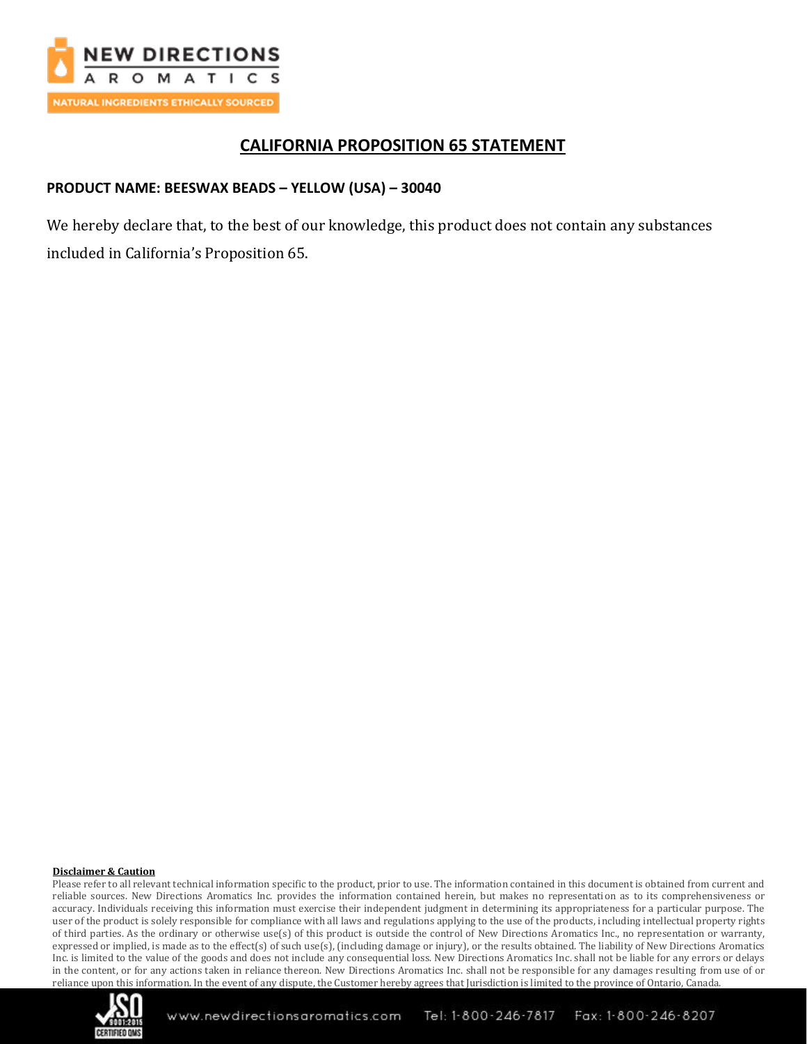# CALIFORNIA PROPOSITION 65 STATEMENT

**PRODUCT NAME: BEESWAX BEADS – YELLOW (USA) – 30040**

We hereby declare that, to the best of our knowledge, this product does not contain any substances included in California's Proposition 65.

**Disclaimer & Caution**

Please refer to all relevant technical information specific to the product, prior to use. The information contained in this document is obtained from current and reliable sources. New Directions Aromatics Inc. provides the information contained herein, but makes no representation as to its comprehensiveness or accuracy. Individuals receiving this information must exercise their independent judgment in determining its appropriateness for a particular purpose. The user of the product is solely responsible for compliance with all laws and regulations applying to the use of the products, including intellectual property rights of third parties. As the ordinary or otherwise use(s) of this product is outside the control of New Directions Aromatics Inc., no representation or warranty, expressed or implied, is made as to the effect(s) of such use(s), (including damage or injury), or the results obtained. The liability of New Directions Aromatics Inc. is limited to the value of the goods and does not include any consequential loss. New Directions Aromatics Inc. shall not be liable for any errors or delays in the content, or for any actions taken in reliance thereon. New Directions Aromatics Inc. shall not be responsible for any damages resulting from use of or reliance upon this information. In the event of any dispute, the Customer hereby agrees that Jurisdiction is limited to the province of Ontario, Canada.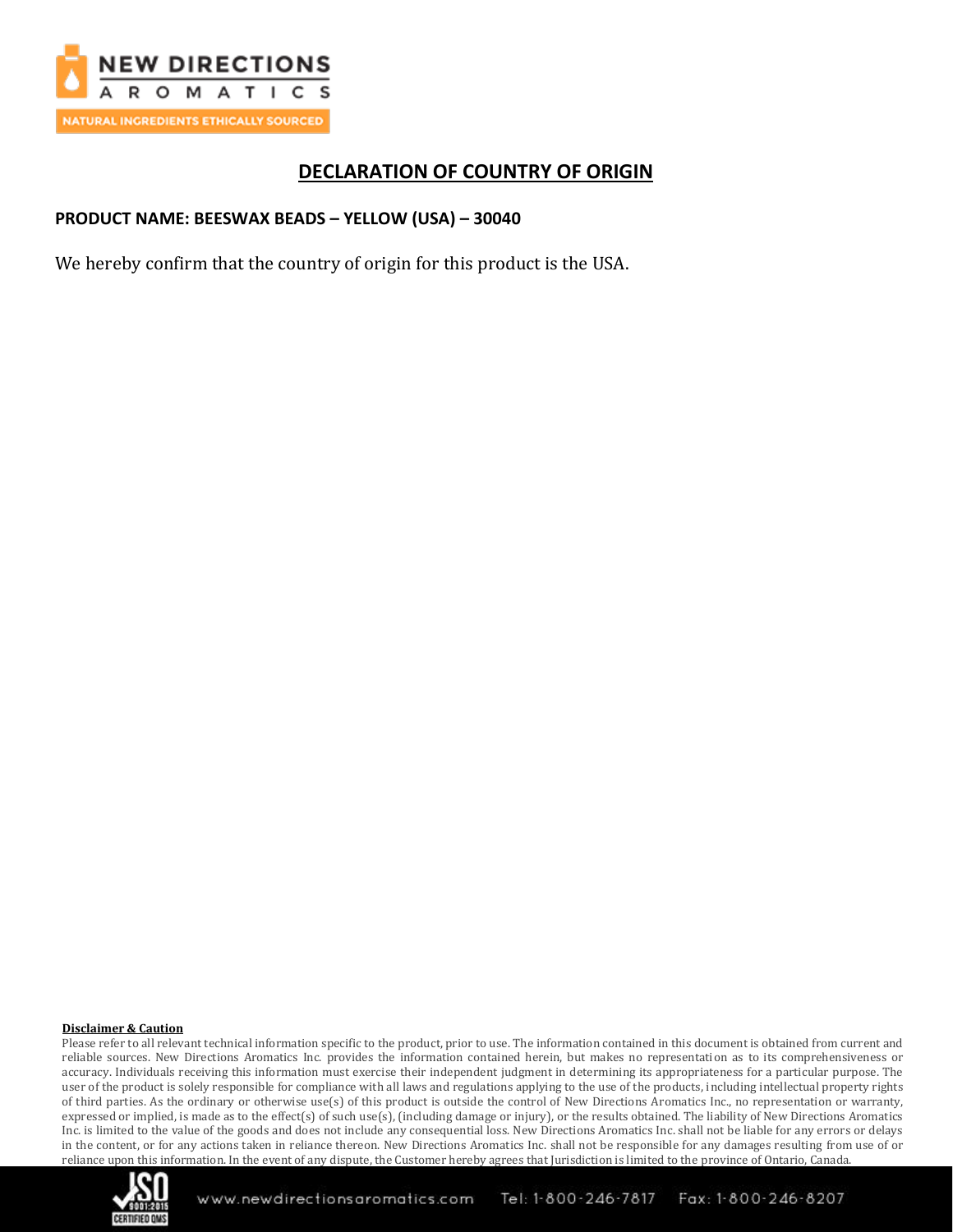# DECLARATION OF COUNTRY OF ORIGIN

**PRODUCT NAME: BEESWAX BEADS – YELLOW (USA) – 30040**

We hereby confirm that the country of origin for this product is the USA.

**Disclaimer & Caution**

Please refer to all relevant technical information specific to the product, prior to use. The information contained in this document is obtained from current and reliable sources. New Directions Aromatics Inc. provides the information contained herein, but makes no representation as to its comprehensiveness or accuracy. Individuals receiving this information must exercise their independent judgment in determining its appropriateness for a particular purpose. The user of the product is solely responsible for compliance with all laws and regulations applying to the use of the products, including intellectual property rights of third parties. As the ordinary or otherwise use(s) of this product is outside the control of New Directions Aromatics Inc., no representation or warranty, expressed or implied, is made as to the effect(s) of such use(s), (including damage or injury), or the results obtained. The liability of New Directions Aromatics Inc. is limited to the value of the goods and does not include any consequential loss. New Directions Aromatics Inc. shall not be liable for any errors or delays in the content, or for any actions taken in reliance thereon. New Directions Aromatics Inc. shall not be responsible for any damages resulting from use of or reliance upon this information. In the event of any dispute, the Customer hereby agrees that Jurisdiction is limited to the province of Ontario, Canada.

www.newdirectionsaromatics.com Tel: 1-800-246-7817 Fax: 1-800-246-8207